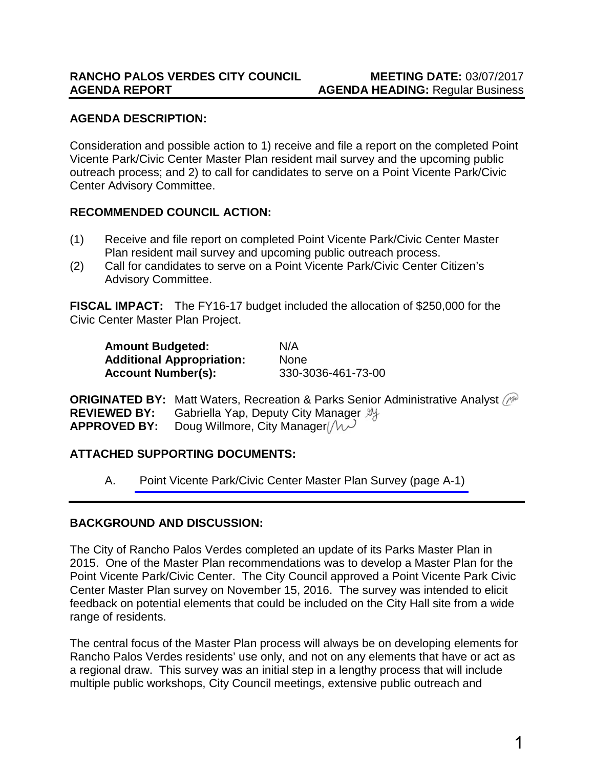**RANCHO PALOS VERDES CITY COUNCIL** **MEETING DATE:** 03/07/2017
**AGENDA REPORT** **AGENDA HEADING:** Regular Business

**AGENDA DESCRIPTION:**

Consideration and possible action to 1) receive and file a report on the completed Point Vicente Park/Civic Center Master Plan resident mail survey and the upcoming public outreach process; and 2) to call for candidates to serve on a Point Vicente Park/Civic Center Advisory Committee.

**RECOMMENDED COUNCIL ACTION:**

(1) Receive and file report on completed Point Vicente Park/Civic Center Master Plan resident mail survey and upcoming public outreach process.
(2) Call for candidates to serve on a Point Vicente Park/Civic Center Citizen's Advisory Committee.

**FISCAL IMPACT:** The FY16-17 budget included the allocation of $250,000 for the Civic Center Master Plan Project.

| | |
|---|---|
| **Amount Budgeted:** | N/A |
| **Additional Appropriation:** | None |
| **Account Number(s):** | 330-3036-461-73-00 |

**ORIGINATED BY:** Matt Waters, Recreation & Parks Senior Administrative Analyst
**REVIEWED BY:** Gabriella Yap, Deputy City Manager
**APPROVED BY:** Doug Willmore, City Manager

**ATTACHED SUPPORTING DOCUMENTS:**

A. Point Vicente Park/Civic Center Master Plan Survey (page A-1)

**BACKGROUND AND DISCUSSION:**

The City of Rancho Palos Verdes completed an update of its Parks Master Plan in 2015. One of the Master Plan recommendations was to develop a Master Plan for the Point Vicente Park/Civic Center. The City Council approved a Point Vicente Park Civic Center Master Plan survey on November 15, 2016. The survey was intended to elicit feedback on potential elements that could be included on the City Hall site from a wide range of residents.

The central focus of the Master Plan process will always be on developing elements for Rancho Palos Verdes residents' use only, and not on any elements that have or act as a regional draw. This survey was an initial step in a lengthy process that will include multiple public workshops, City Council meetings, extensive public outreach and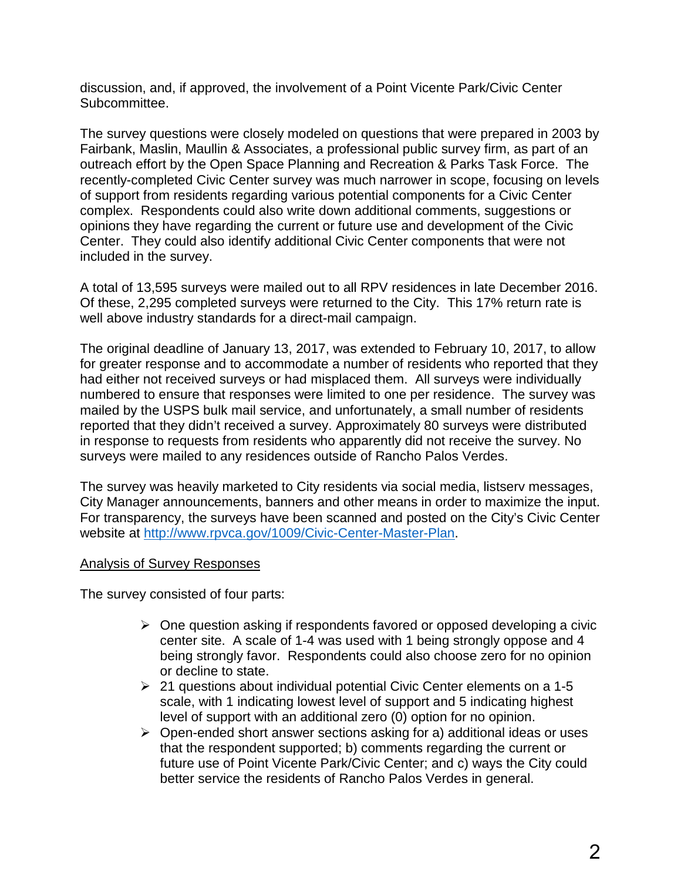discussion, and, if approved, the involvement of a Point Vicente Park/Civic Center Subcommittee.

The survey questions were closely modeled on questions that were prepared in 2003 by Fairbank, Maslin, Maullin & Associates, a professional public survey firm, as part of an outreach effort by the Open Space Planning and Recreation & Parks Task Force. The recently-completed Civic Center survey was much narrower in scope, focusing on levels of support from residents regarding various potential components for a Civic Center complex. Respondents could also write down additional comments, suggestions or opinions they have regarding the current or future use and development of the Civic Center. They could also identify additional Civic Center components that were not included in the survey.

A total of 13,595 surveys were mailed out to all RPV residences in late December 2016. Of these, 2,295 completed surveys were returned to the City. This 17% return rate is well above industry standards for a direct-mail campaign.

The original deadline of January 13, 2017, was extended to February 10, 2017, to allow for greater response and to accommodate a number of residents who reported that they had either not received surveys or had misplaced them. All surveys were individually numbered to ensure that responses were limited to one per residence. The survey was mailed by the USPS bulk mail service, and unfortunately, a small number of residents reported that they didn't received a survey. Approximately 80 surveys were distributed in response to requests from residents who apparently did not receive the survey. No surveys were mailed to any residences outside of Rancho Palos Verdes.

The survey was heavily marketed to City residents via social media, listserv messages, City Manager announcements, banners and other means in order to maximize the input. For transparency, the surveys have been scanned and posted on the City's Civic Center website at http://www.rpvca.gov/1009/Civic-Center-Master-Plan.

<u>Analysis of Survey Responses</u>

The survey consisted of four parts:

- One question asking if respondents favored or opposed developing a civic center site. A scale of 1-4 was used with 1 being strongly oppose and 4 being strongly favor. Respondents could also choose zero for no opinion or decline to state.
- 21 questions about individual potential Civic Center elements on a 1-5 scale, with 1 indicating lowest level of support and 5 indicating highest level of support with an additional zero (0) option for no opinion.
- Open-ended short answer sections asking for a) additional ideas or uses that the respondent supported; b) comments regarding the current or future use of Point Vicente Park/Civic Center; and c) ways the City could better service the residents of Rancho Palos Verdes in general.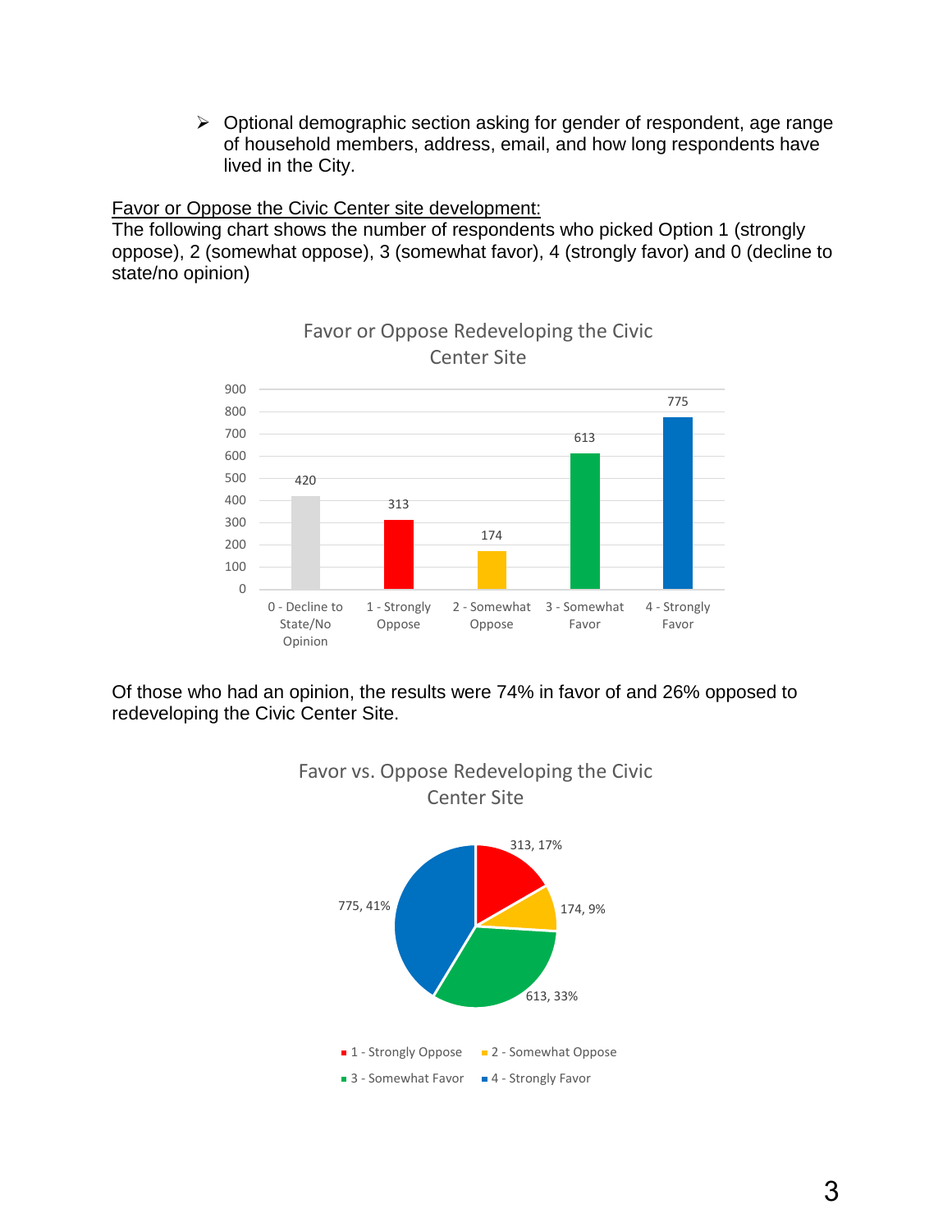- Optional demographic section asking for gender of respondent, age range of household members, address, email, and how long respondents have lived in the City.

<u>Favor or Oppose the Civic Center site development:</u>
The following chart shows the number of respondents who picked Option 1 (strongly oppose), 2 (somewhat oppose), 3 (somewhat favor), 4 (strongly favor) and 0 (decline to state/no opinion)

**Favor or Oppose Redeveloping the Civic Center Site**

| Response | Number of Respondents |
|---|---|
| 0 - Decline to State/No Opinion | 420 |
| 1 - Strongly Oppose | 313 |
| 2 - Somewhat Oppose | 174 |
| 3 - Somewhat Favor | 613 |
| 4 - Strongly Favor | 775 |

Of those who had an opinion, the results were 74% in favor of and 26% opposed to redeveloping the Civic Center Site.

**Favor vs. Oppose Redeveloping the Civic Center Site**

| Response | Number | Percent |
|---|---|---|
| 1 - Strongly Oppose | 313 | 17% |
| 2 - Somewhat Oppose | 174 | 9% |
| 3 - Somewhat Favor | 613 | 33% |
| 4 - Strongly Favor | 775 | 41% |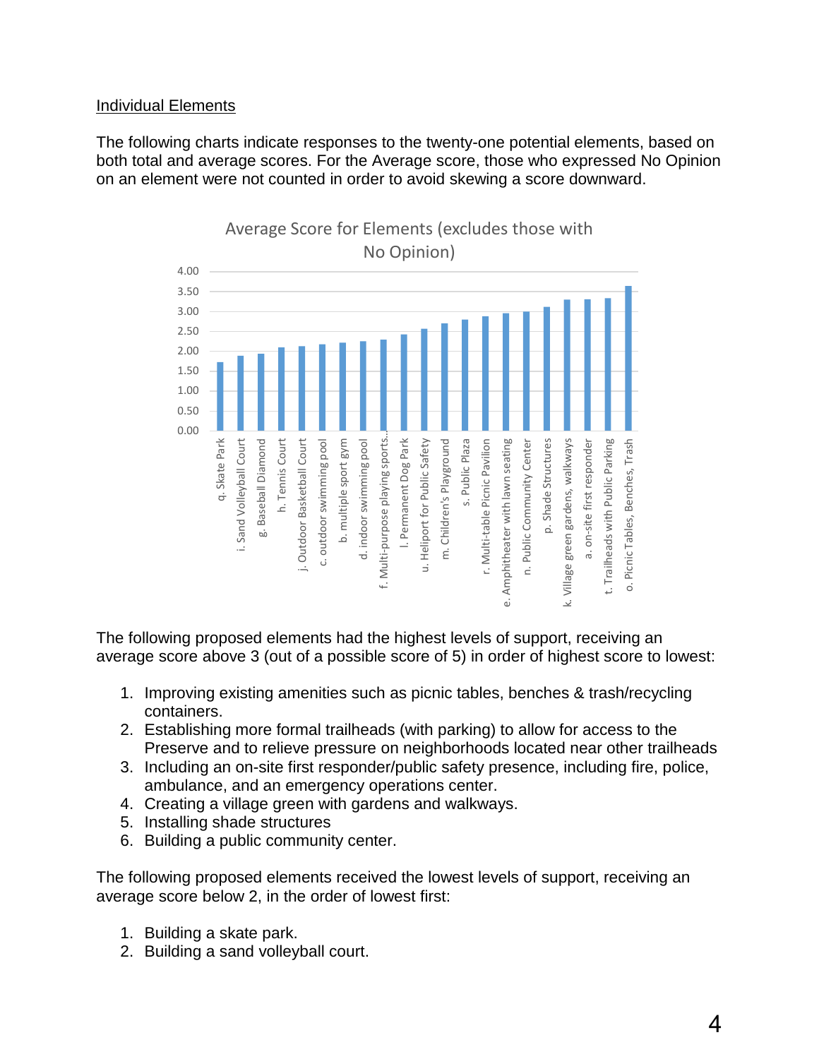Individual Elements

The following charts indicate responses to the twenty-one potential elements, based on both total and average scores. For the Average score, those who expressed No Opinion on an element were not counted in order to avoid skewing a score downward.

Average Score for Elements (excludes those with No Opinion)

| Element | Average Score |
|---|---|
| q. Skate Park | 1.73 |
| i. Sand Volleyball Court | 1.89 |
| g. Baseball Diamond | 1.94 |
| h. Tennis Court | 2.10 |
| j. Outdoor Basketball Court | 2.13 |
| c. outdoor swimming pool | 2.18 |
| b. multiple sport gym | 2.22 |
| d. indoor swimming pool | 2.25 |
| f. Multi-purpose playing sports... | 2.30 |
| l. Permanent Dog Park | 2.42 |
| u. Heliport for Public Safety | 2.57 |
| m. Children's Playground | 2.70 |
| s. Public Plaza | 2.80 |
| r. Multi-table Picnic Pavilion | 2.88 |
| e. Amphitheater with lawn seating | 2.96 |
| n. Public Community Center | 3.00 |
| p. Shade Structures | 3.12 |
| k. Village green gardens, walkways | 3.30 |
| a. on-site first responder | 3.31 |
| t. Trailheads with Public Parking | 3.34 |
| o. Picnic Tables, Benches, Trash | 3.64 |

The following proposed elements had the highest levels of support, receiving an average score above 3 (out of a possible score of 5) in order of highest score to lowest:

1. Improving existing amenities such as picnic tables, benches & trash/recycling containers.
2. Establishing more formal trailheads (with parking) to allow for access to the Preserve and to relieve pressure on neighborhoods located near other trailheads
3. Including an on-site first responder/public safety presence, including fire, police, ambulance, and an emergency operations center.
4. Creating a village green with gardens and walkways.
5. Installing shade structures
6. Building a public community center.

The following proposed elements received the lowest levels of support, receiving an average score below 2, in the order of lowest first:

1. Building a skate park.
2. Building a sand volleyball court.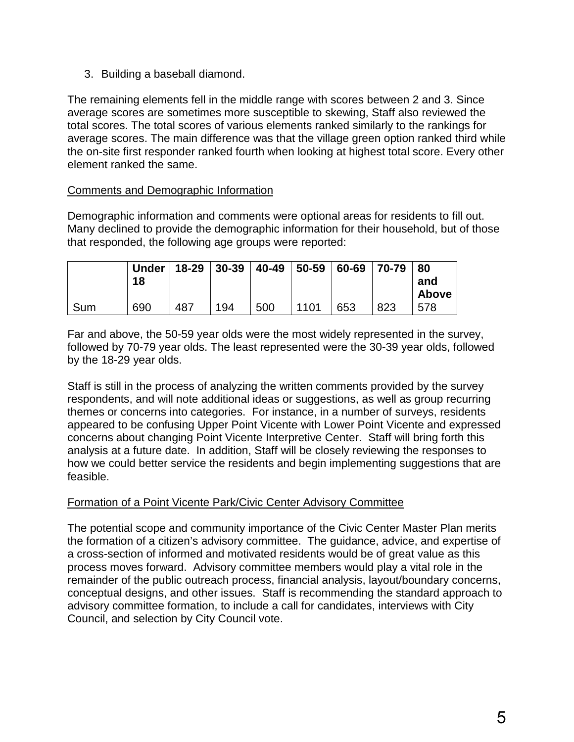3. Building a baseball diamond.

The remaining elements fell in the middle range with scores between 2 and 3. Since average scores are sometimes more susceptible to skewing, Staff also reviewed the total scores. The total scores of various elements ranked similarly to the rankings for average scores. The main difference was that the village green option ranked third while the on-site first responder ranked fourth when looking at highest total score. Every other element ranked the same.

## Comments and Demographic Information

Demographic information and comments were optional areas for residents to fill out. Many declined to provide the demographic information for their household, but of those that responded, the following age groups were reported:

| | Under 18 | 18-29 | 30-39 | 40-49 | 50-59 | 60-69 | 70-79 | 80 and Above |
|---|---|---|---|---|---|---|---|---|
| Sum | 690 | 487 | 194 | 500 | 1101 | 653 | 823 | 578 |

Far and above, the 50-59 year olds were the most widely represented in the survey, followed by 70-79 year olds. The least represented were the 30-39 year olds, followed by the 18-29 year olds.

Staff is still in the process of analyzing the written comments provided by the survey respondents, and will note additional ideas or suggestions, as well as group recurring themes or concerns into categories. For instance, in a number of surveys, residents appeared to be confusing Upper Point Vicente with Lower Point Vicente and expressed concerns about changing Point Vicente Interpretive Center. Staff will bring forth this analysis at a future date. In addition, Staff will be closely reviewing the responses to how we could better service the residents and begin implementing suggestions that are feasible.

## Formation of a Point Vicente Park/Civic Center Advisory Committee

The potential scope and community importance of the Civic Center Master Plan merits the formation of a citizen's advisory committee. The guidance, advice, and expertise of a cross-section of informed and motivated residents would be of great value as this process moves forward. Advisory committee members would play a vital role in the remainder of the public outreach process, financial analysis, layout/boundary concerns, conceptual designs, and other issues. Staff is recommending the standard approach to advisory committee formation, to include a call for candidates, interviews with City Council, and selection by City Council vote.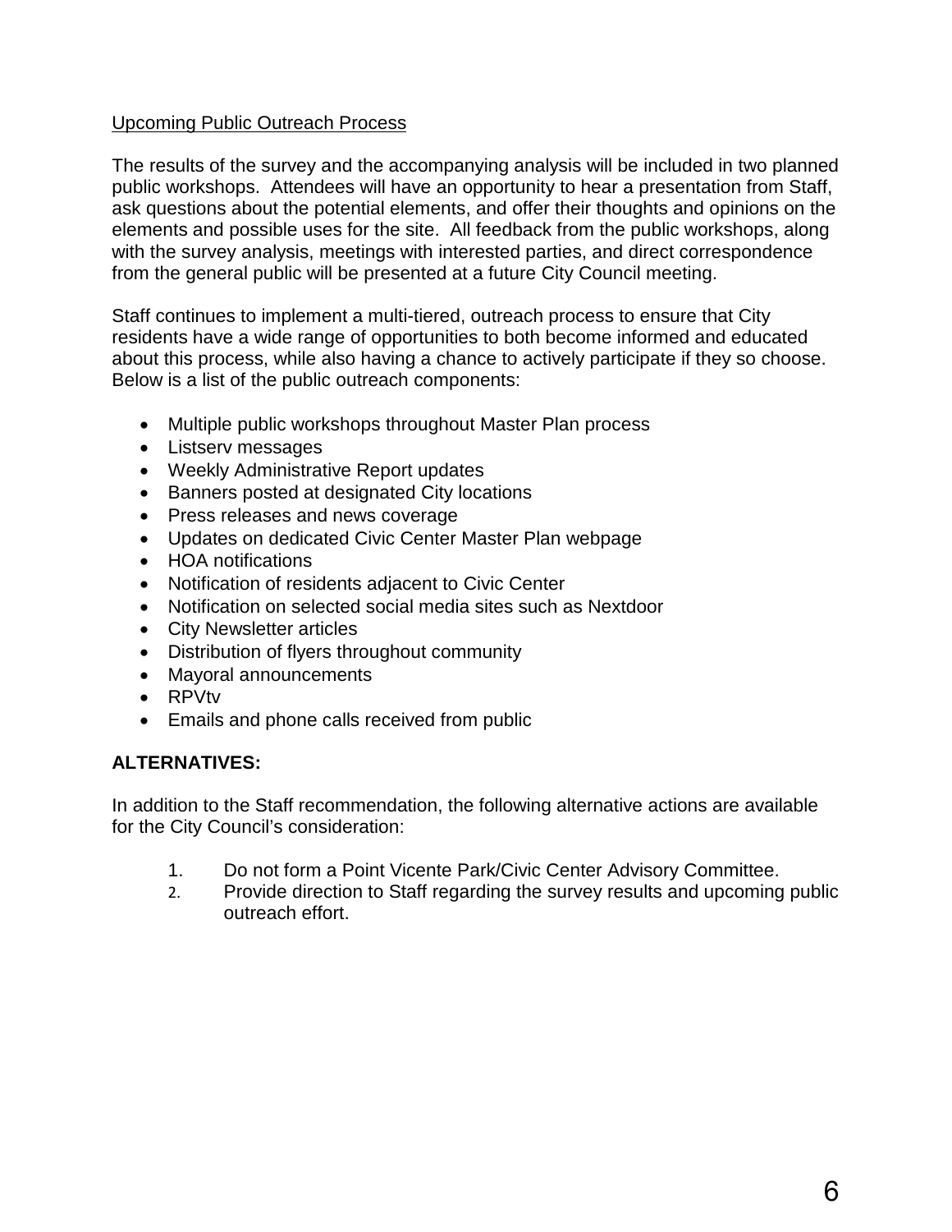Upcoming Public Outreach Process

The results of the survey and the accompanying analysis will be included in two planned public workshops. Attendees will have an opportunity to hear a presentation from Staff, ask questions about the potential elements, and offer their thoughts and opinions on the elements and possible uses for the site. All feedback from the public workshops, along with the survey analysis, meetings with interested parties, and direct correspondence from the general public will be presented at a future City Council meeting.

Staff continues to implement a multi-tiered, outreach process to ensure that City residents have a wide range of opportunities to both become informed and educated about this process, while also having a chance to actively participate if they so choose. Below is a list of the public outreach components:

- Multiple public workshops throughout Master Plan process
- Listserv messages
- Weekly Administrative Report updates
- Banners posted at designated City locations
- Press releases and news coverage
- Updates on dedicated Civic Center Master Plan webpage
- HOA notifications
- Notification of residents adjacent to Civic Center
- Notification on selected social media sites such as Nextdoor
- City Newsletter articles
- Distribution of flyers throughout community
- Mayoral announcements
- RPVtv
- Emails and phone calls received from public

**ALTERNATIVES:**

In addition to the Staff recommendation, the following alternative actions are available for the City Council's consideration:

1. Do not form a Point Vicente Park/Civic Center Advisory Committee.
2. Provide direction to Staff regarding the survey results and upcoming public outreach effort.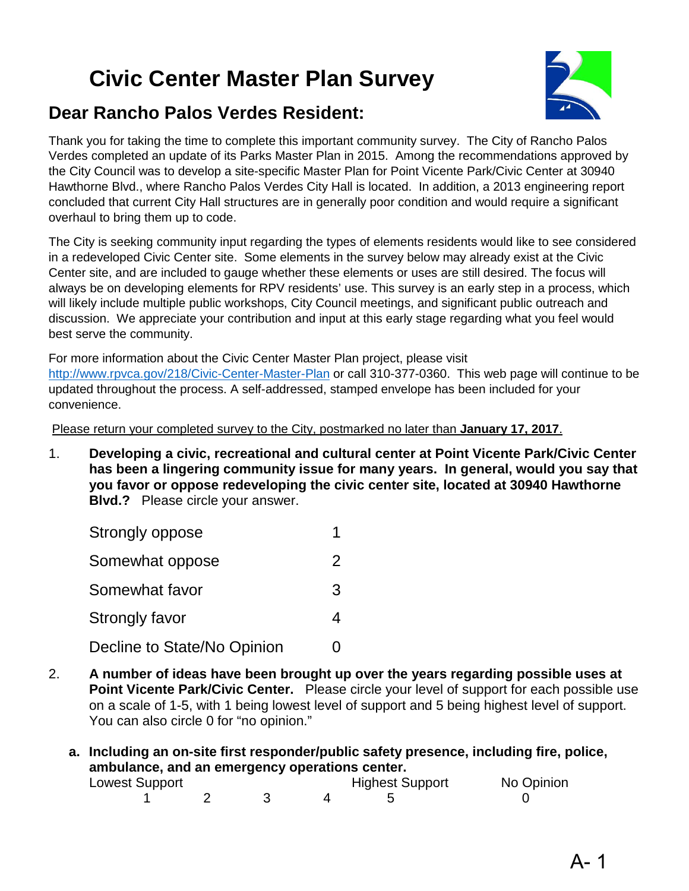# Civic Center Master Plan Survey

## Dear Rancho Palos Verdes Resident:

Thank you for taking the time to complete this important community survey. The City of Rancho Palos Verdes completed an update of its Parks Master Plan in 2015. Among the recommendations approved by the City Council was to develop a site-specific Master Plan for Point Vicente Park/Civic Center at 30940 Hawthorne Blvd., where Rancho Palos Verdes City Hall is located. In addition, a 2013 engineering report concluded that current City Hall structures are in generally poor condition and would require a significant overhaul to bring them up to code.

The City is seeking community input regarding the types of elements residents would like to see considered in a redeveloped Civic Center site. Some elements in the survey below may already exist at the Civic Center site, and are included to gauge whether these elements or uses are still desired. The focus will always be on developing elements for RPV residents' use. This survey is an early step in a process, which will likely include multiple public workshops, City Council meetings, and significant public outreach and discussion. We appreciate your contribution and input at this early stage regarding what you feel would best serve the community.

For more information about the Civic Center Master Plan project, please visit http://www.rpvca.gov/218/Civic-Center-Master-Plan or call 310-377-0360. This web page will continue to be updated throughout the process. A self-addressed, stamped envelope has been included for your convenience.

Please return your completed survey to the City, postmarked no later than **January 17, 2017**.

1. **Developing a civic, recreational and cultural center at Point Vicente Park/Civic Center has been a lingering community issue for many years. In general, would you say that you favor or oppose redeveloping the civic center site, located at 30940 Hawthorne Blvd.?** Please circle your answer.

| | |
|---|---|
| Strongly oppose | 1 |
| Somewhat oppose | 2 |
| Somewhat favor | 3 |
| Strongly favor | 4 |
| Decline to State/No Opinion | 0 |

2. **A number of ideas have been brought up over the years regarding possible uses at Point Vicente Park/Civic Center.** Please circle your level of support for each possible use on a scale of 1-5, with 1 being lowest level of support and 5 being highest level of support. You can also circle 0 for "no opinion."

   **a. Including an on-site first responder/public safety presence, including fire, police, ambulance, and an emergency operations center.**

| Lowest Support | | | | Highest Support | No Opinion |
|---|---|---|---|---|---|
| 1 | 2 | 3 | 4 | 5 | 0 |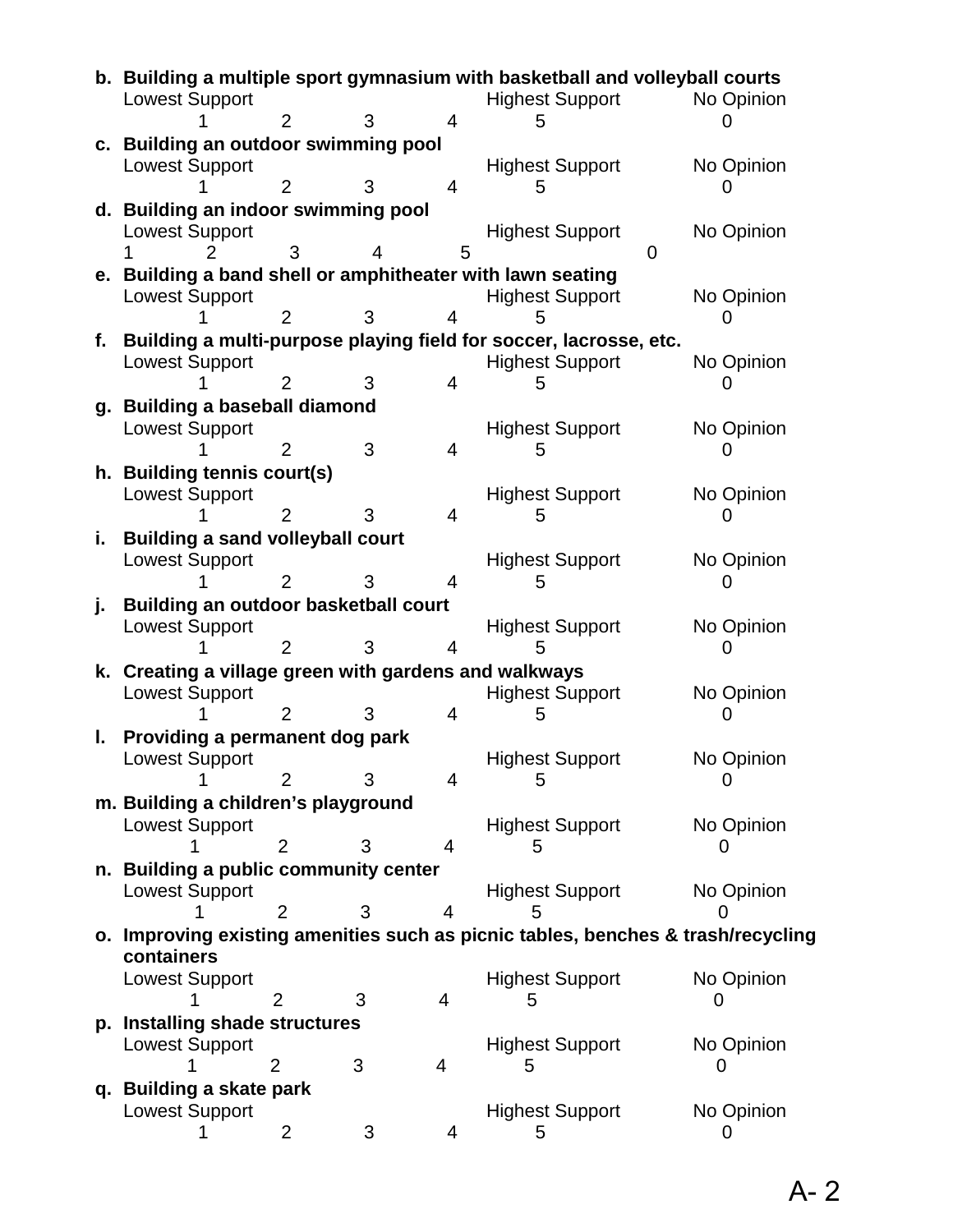b. **Building a multiple sport gymnasium with basketball and volleyball courts**

Lowest Support Highest Support No Opinion

1 2 3 4 5 0

c. **Building an outdoor swimming pool**

Lowest Support Highest Support No Opinion

1 2 3 4 5 0

d. **Building an indoor swimming pool**

Lowest Support Highest Support No Opinion

1 2 3 4 5 0

e. **Building a band shell or amphitheater with lawn seating**

Lowest Support Highest Support No Opinion

1 2 3 4 5 0

f. **Building a multi-purpose playing field for soccer, lacrosse, etc.**

Lowest Support Highest Support No Opinion

1 2 3 4 5 0

g. **Building a baseball diamond**

Lowest Support Highest Support No Opinion

1 2 3 4 5 0

h. **Building tennis court(s)**

Lowest Support Highest Support No Opinion

1 2 3 4 5 0

i. **Building a sand volleyball court**

Lowest Support Highest Support No Opinion

1 2 3 4 5 0

j. **Building an outdoor basketball court**

Lowest Support Highest Support No Opinion

1 2 3 4 5 0

k. **Creating a village green with gardens and walkways**

Lowest Support Highest Support No Opinion

1 2 3 4 5 0

l. **Providing a permanent dog park**

Lowest Support Highest Support No Opinion

1 2 3 4 5 0

m. **Building a children's playground**

Lowest Support Highest Support No Opinion

1 2 3 4 5 0

n. **Building a public community center**

Lowest Support Highest Support No Opinion

1 2 3 4 5 0

o. **Improving existing amenities such as picnic tables, benches & trash/recycling containers**

Lowest Support Highest Support No Opinion

1 2 3 4 5 0

p. **Installing shade structures**

Lowest Support Highest Support No Opinion

1 2 3 4 5 0

q. **Building a skate park**

Lowest Support Highest Support No Opinion

1 2 3 4 5 0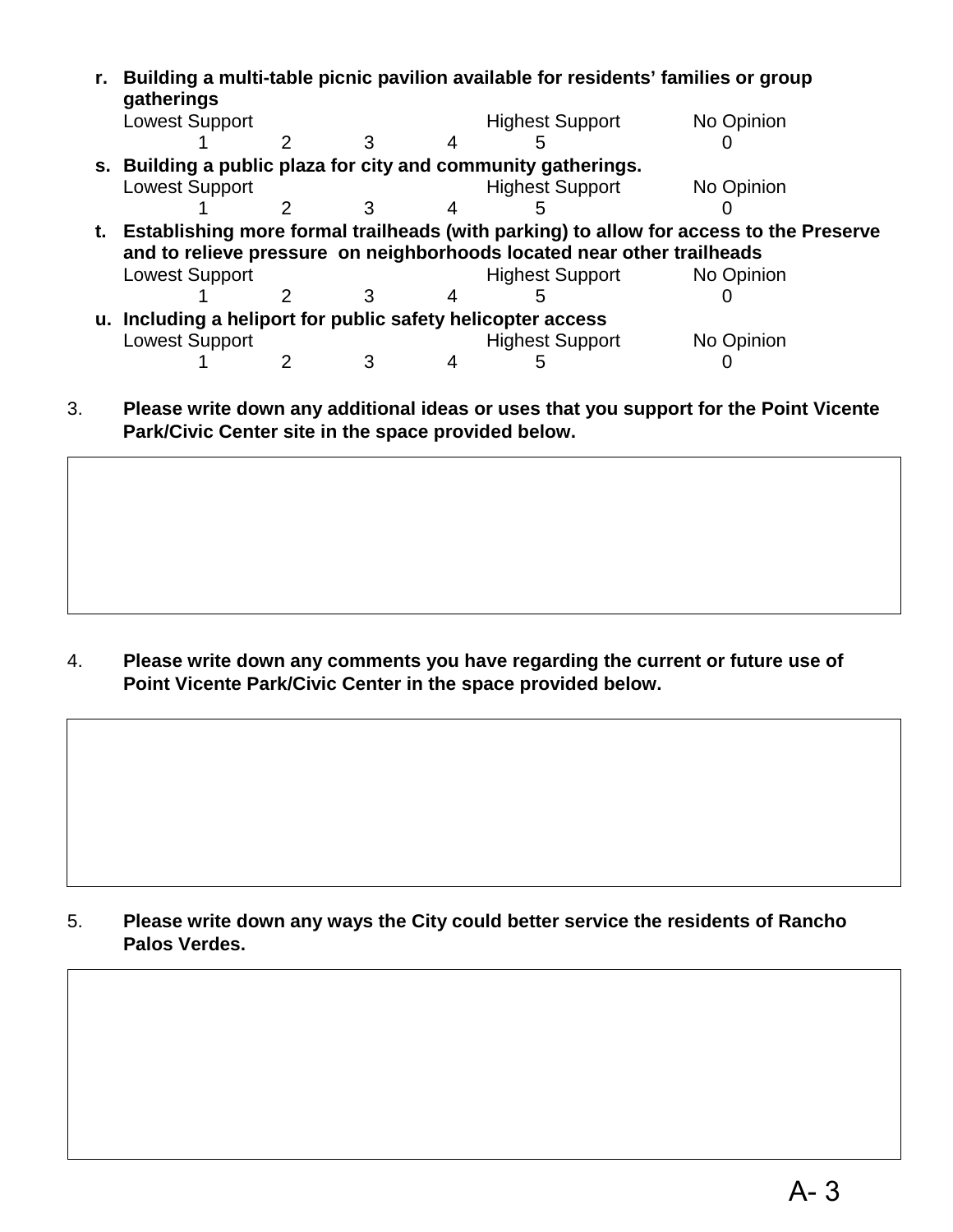r. **Building a multi-table picnic pavilion available for residents' families or group gatherings**

| Lowest Support | | | | Highest Support | No Opinion |
|---|---|---|---|---|---|
| 1 | 2 | 3 | 4 | 5 | 0 |

s. **Building a public plaza for city and community gatherings.**

| Lowest Support | | | | Highest Support | No Opinion |
|---|---|---|---|---|---|
| 1 | 2 | 3 | 4 | 5 | 0 |

t. **Establishing more formal trailheads (with parking) to allow for access to the Preserve and to relieve pressure on neighborhoods located near other trailheads**

| Lowest Support | | | | Highest Support | No Opinion |
|---|---|---|---|---|---|
| 1 | 2 | 3 | 4 | 5 | 0 |

u. **Including a heliport for public safety helicopter access**

| Lowest Support | | | | Highest Support | No Opinion |
|---|---|---|---|---|---|
| 1 | 2 | 3 | 4 | 5 | 0 |

3. **Please write down any additional ideas or uses that you support for the Point Vicente Park/Civic Center site in the space provided below.**

4. **Please write down any comments you have regarding the current or future use of Point Vicente Park/Civic Center in the space provided below.**

5. **Please write down any ways the City could better service the residents of Rancho Palos Verdes.**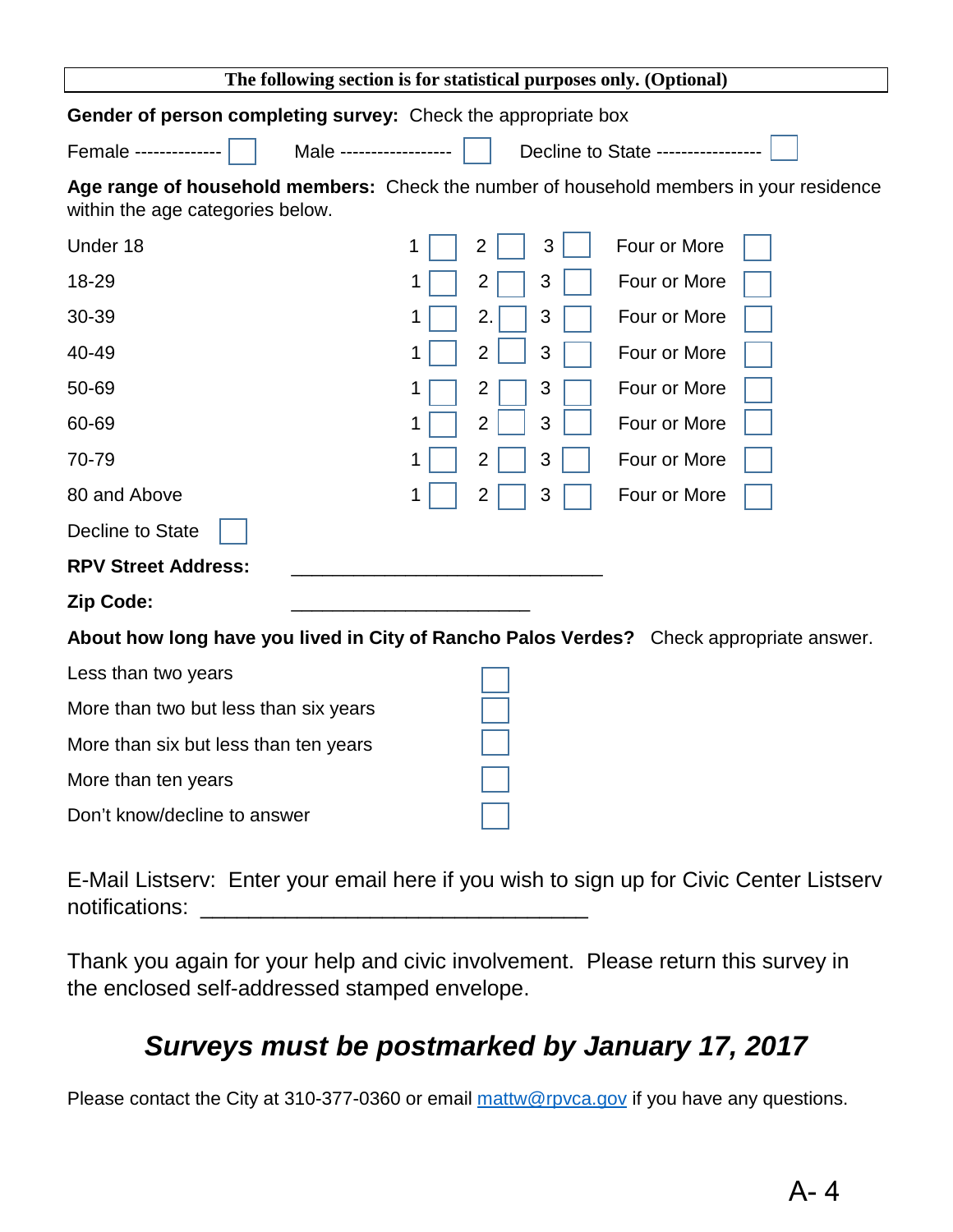**The following section is for statistical purposes only. (Optional)**

**Gender of person completing survey:** Check the appropriate box

Female -------------- ☐ Male ------------------ ☐ Decline to State ----------------- ☐

**Age range of household members:** Check the number of household members in your residence within the age categories below.

| | | | | |
|---|---|---|---|---|
| Under 18 | 1 ☐ | 2 ☐ | 3 ☐ | Four or More ☐ |
| 18-29 | 1 ☐ | 2 ☐ | 3 ☐ | Four or More ☐ |
| 30-39 | 1 ☐ | 2. ☐ | 3 ☐ | Four or More ☐ |
| 40-49 | 1 ☐ | 2 ☐ | 3 ☐ | Four or More ☐ |
| 50-69 | 1 ☐ | 2 ☐ | 3 ☐ | Four or More ☐ |
| 60-69 | 1 ☐ | 2 ☐ | 3 ☐ | Four or More ☐ |
| 70-79 | 1 ☐ | 2 ☐ | 3 ☐ | Four or More ☐ |
| 80 and Above | 1 ☐ | 2 ☐ | 3 ☐ | Four or More ☐ |

Decline to State ☐

**RPV Street Address:** ______________________________

**Zip Code:** ______________________

**About how long have you lived in City of Rancho Palos Verdes?** Check appropriate answer.

Less than two years ☐

More than two but less than six years ☐

More than six but less than ten years ☐

More than ten years ☐

Don't know/decline to answer ☐

E-Mail Listserv: Enter your email here if you wish to sign up for Civic Center Listserv notifications: ________________________________

Thank you again for your help and civic involvement. Please return this survey in the enclosed self-addressed stamped envelope.

## ***Surveys must be postmarked by January 17, 2017***

Please contact the City at 310-377-0360 or email mattw@rpvca.gov if you have any questions.